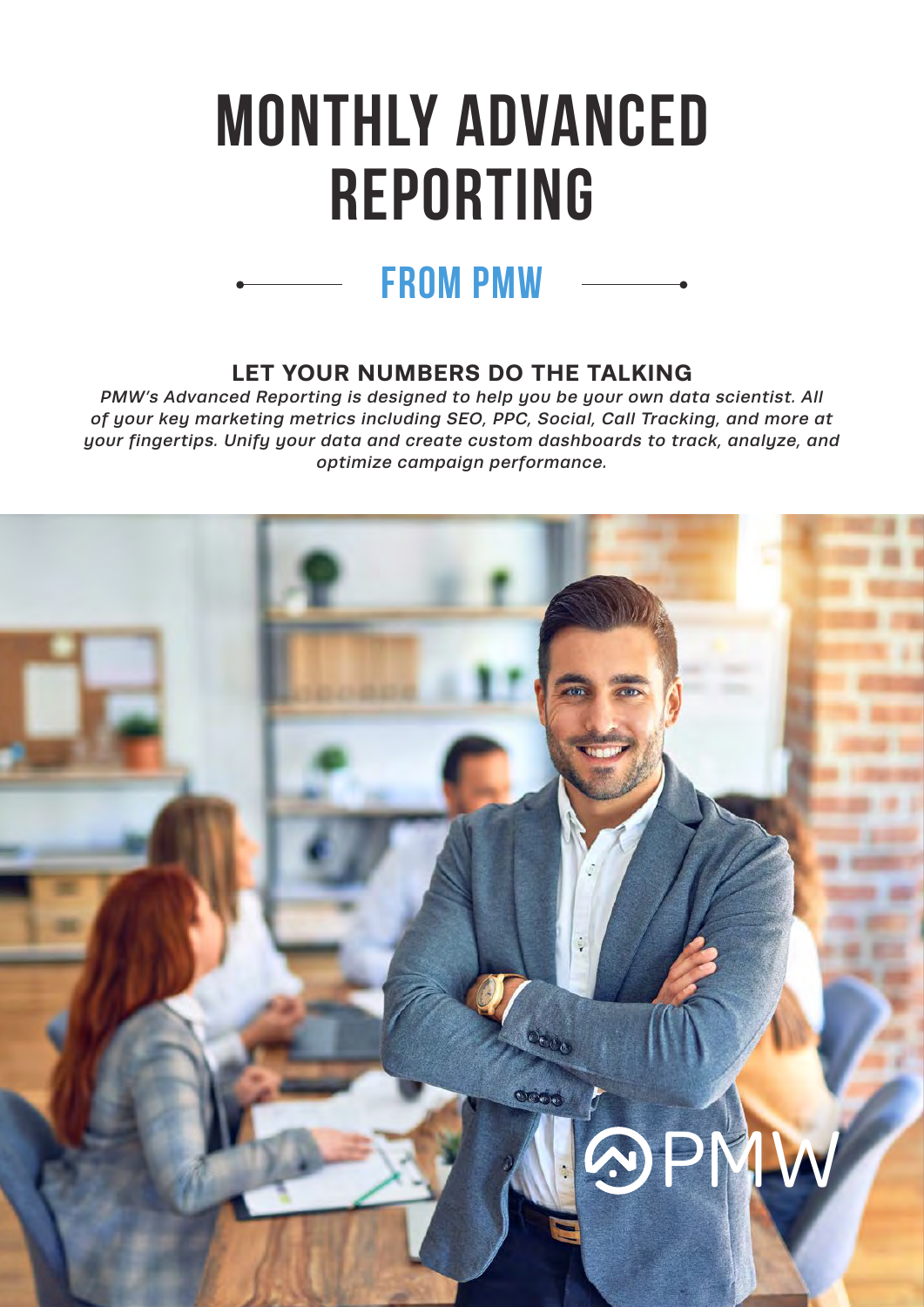# MONTHLY ADVANCED REPORTING

## FROM PMW

### LET YOUR NUMBERS DO THE TALKING

*PMW's Advanced Reporting is designed to help you be your own data scientist. All of your key marketing metrics including SEO, PPC, Social, Call Tracking, and more at your fingertips. Unify your data and create custom dashboards to track, analyze, and optimize campaign performance.*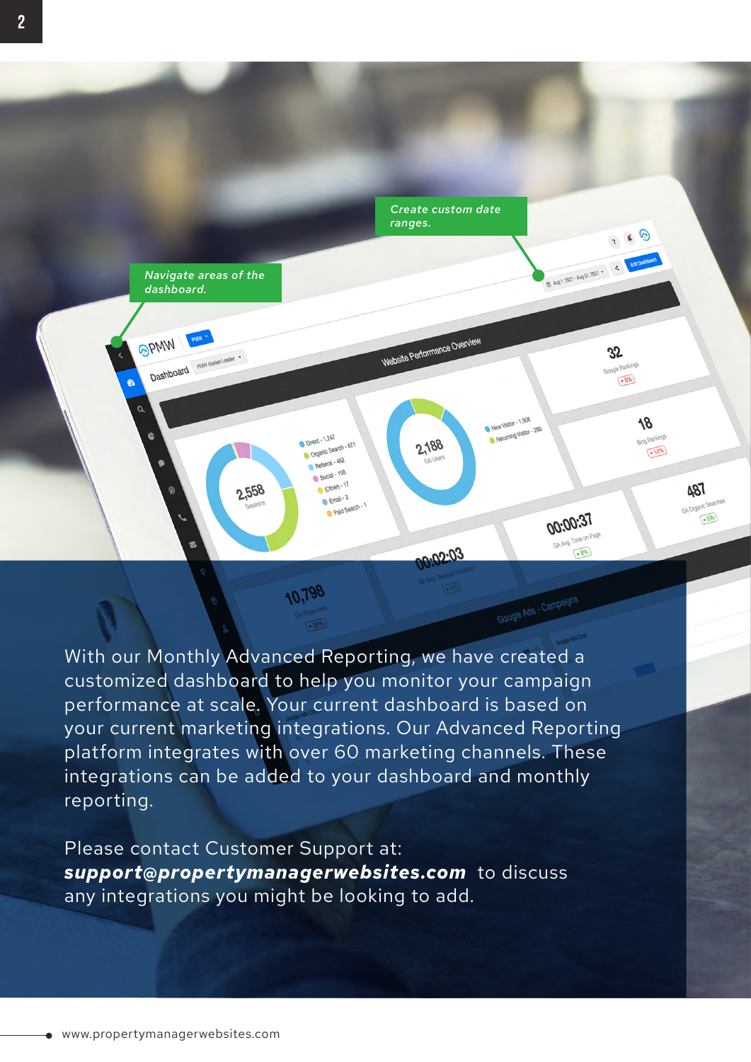*Create custom date ranges.*

*Navigate areas of the dashboard.*

With our Monthly Advanced Reporting, we have created a customized dashboard to help you monitor your campaign performance at scale. Your current dashboard is based on your current marketing integrations. Our Advanced Reporting platform integrates with over 60 marketing channels. These integrations can be added to your dashboard and monthly reporting.

Please contact Customer Support at: ***support@propertymanagerwebsites.com*** to discuss any integrations you might be looking to add.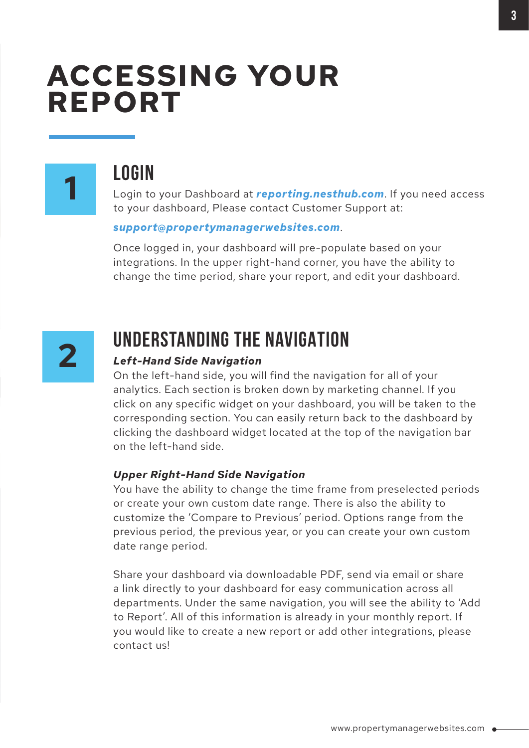# ACCESSING YOUR REPORT

## 1 LOGIN

Login to your Dashboard at ***reporting.nesthub.com***. If you need access to your dashboard, Please contact Customer Support at:

***support@propertymanagerwebsites.com***.

Once logged in, your dashboard will pre-populate based on your integrations. In the upper right-hand corner, you have the ability to change the time period, share your report, and edit your dashboard.

## 2 UNDERSTANDING THE NAVIGATION

***Left-Hand Side Navigation***

On the left-hand side, you will find the navigation for all of your analytics. Each section is broken down by marketing channel. If you click on any specific widget on your dashboard, you will be taken to the corresponding section. You can easily return back to the dashboard by clicking the dashboard widget located at the top of the navigation bar on the left-hand side.

***Upper Right-Hand Side Navigation***

You have the ability to change the time frame from preselected periods or create your own custom date range. There is also the ability to customize the 'Compare to Previous' period. Options range from the previous period, the previous year, or you can create your own custom date range period.

Share your dashboard via downloadable PDF, send via email or share a link directly to your dashboard for easy communication across all departments. Under the same navigation, you will see the ability to 'Add to Report'. All of this information is already in your monthly report. If you would like to create a new report or add other integrations, please contact us!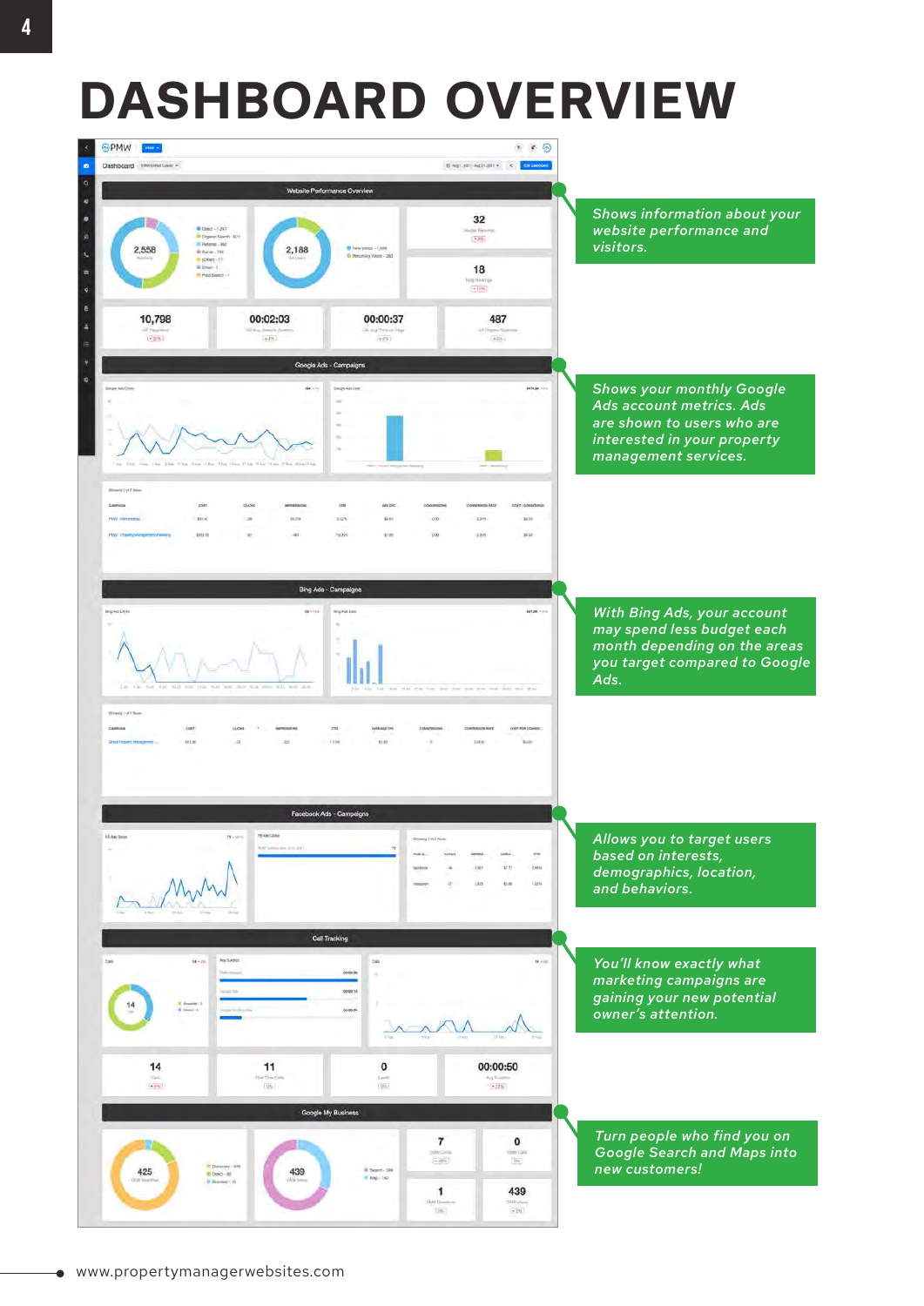# DASHBOARD OVERVIEW

Shows information about your website performance and visitors.

Shows your monthly Google Ads account metrics. Ads are shown to users who are interested in your property management services.

With Bing Ads, your account may spend less budget each month depending on the areas you target compared to Google Ads.

Allows you to target users based on interests, demographics, location, and behaviors.

You'll know exactly what marketing campaigns are gaining your new potential owner's attention.

Turn people who find you on Google Search and Maps into new customers!

www.propertymanagerwebsites.com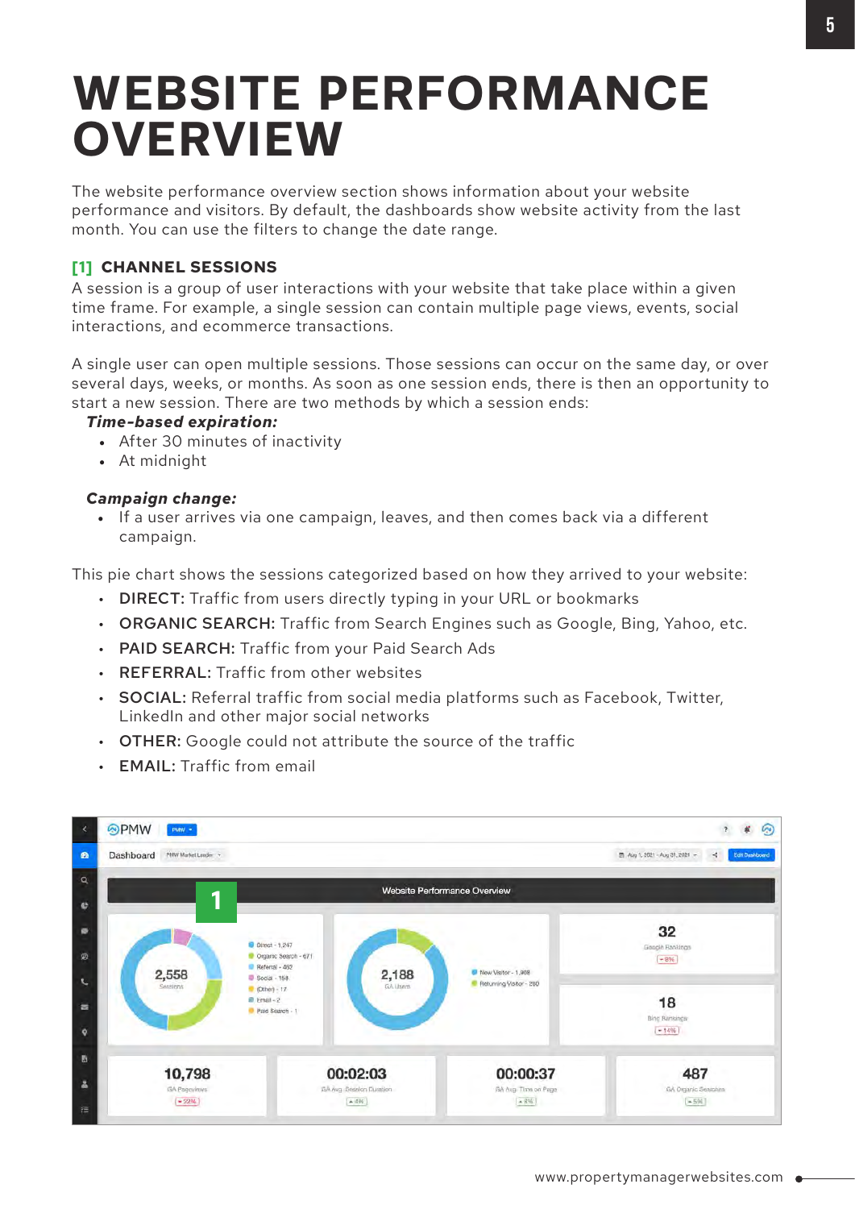# WEBSITE PERFORMANCE OVERVIEW

The website performance overview section shows information about your website performance and visitors. By default, the dashboards show website activity from the last month. You can use the filters to change the date range.

## [1] CHANNEL SESSIONS

A session is a group of user interactions with your website that take place within a given time frame. For example, a single session can contain multiple page views, events, social interactions, and ecommerce transactions.

A single user can open multiple sessions. Those sessions can occur on the same day, or over several days, weeks, or months. As soon as one session ends, there is then an opportunity to start a new session. There are two methods by which a session ends:

***Time-based expiration:***

- After 30 minutes of inactivity
- At midnight

***Campaign change:***

- If a user arrives via one campaign, leaves, and then comes back via a different campaign.

This pie chart shows the sessions categorized based on how they arrived to your website:

- **DIRECT:** Traffic from users directly typing in your URL or bookmarks
- **ORGANIC SEARCH:** Traffic from Search Engines such as Google, Bing, Yahoo, etc.
- **PAID SEARCH:** Traffic from your Paid Search Ads
- **REFERRAL:** Traffic from other websites
- **SOCIAL:** Referral traffic from social media platforms such as Facebook, Twitter, LinkedIn and other major social networks
- **OTHER:** Google could not attribute the source of the traffic
- **EMAIL:** Traffic from email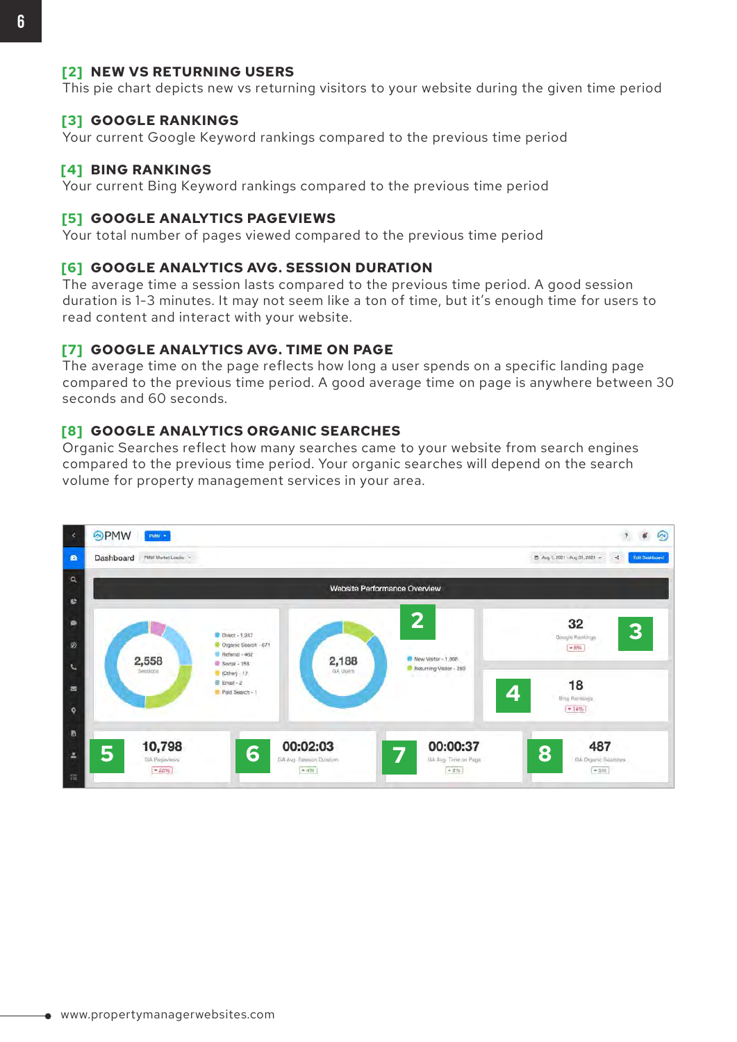### [2] NEW VS RETURNING USERS

This pie chart depicts new vs returning visitors to your website during the given time period

### [3] GOOGLE RANKINGS

Your current Google Keyword rankings compared to the previous time period

### [4] BING RANKINGS

Your current Bing Keyword rankings compared to the previous time period

### [5] GOOGLE ANALYTICS PAGEVIEWS

Your total number of pages viewed compared to the previous time period

### [6] GOOGLE ANALYTICS AVG. SESSION DURATION

The average time a session lasts compared to the previous time period. A good session duration is 1-3 minutes. It may not seem like a ton of time, but it's enough time for users to read content and interact with your website.

### [7] GOOGLE ANALYTICS AVG. TIME ON PAGE

The average time on the page reflects how long a user spends on a specific landing page compared to the previous time period. A good average time on page is anywhere between 30 seconds and 60 seconds.

### [8] GOOGLE ANALYTICS ORGANIC SEARCHES

Organic Searches reflect how many searches came to your website from search engines compared to the previous time period. Your organic searches will depend on the search volume for property management services in your area.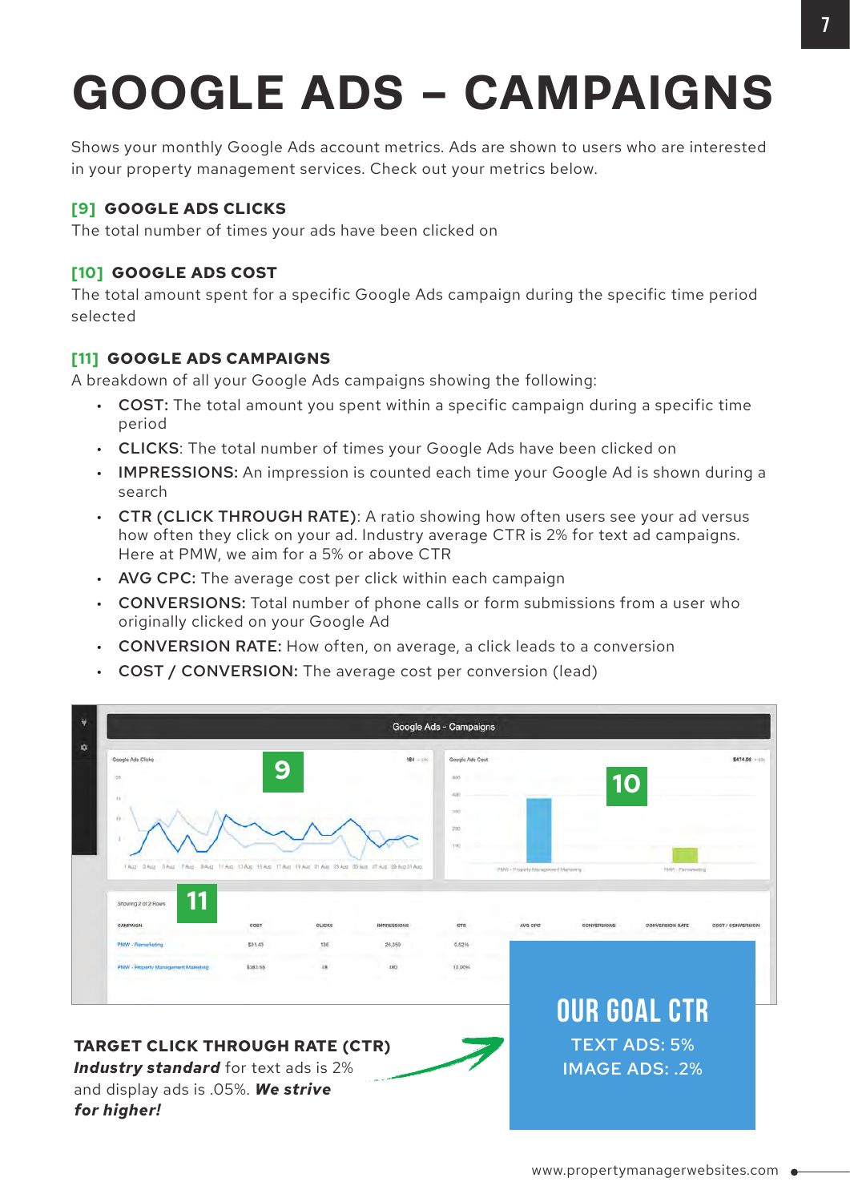# GOOGLE ADS – CAMPAIGNS

Shows your monthly Google Ads account metrics. Ads are shown to users who are interested in your property management services. Check out your metrics below.

### [9] GOOGLE ADS CLICKS

The total number of times your ads have been clicked on

### [10] GOOGLE ADS COST

The total amount spent for a specific Google Ads campaign during the specific time period selected

### [11] GOOGLE ADS CAMPAIGNS

A breakdown of all your Google Ads campaigns showing the following:

- **COST:** The total amount you spent within a specific campaign during a specific time period
- **CLICKS**: The total number of times your Google Ads have been clicked on
- **IMPRESSIONS:** An impression is counted each time your Google Ad is shown during a search
- **CTR (CLICK THROUGH RATE)**: A ratio showing how often users see your ad versus how often they click on your ad. Industry average CTR is 2% for text ad campaigns. Here at PMW, we aim for a 5% or above CTR
- **AVG CPC:** The average cost per click within each campaign
- **CONVERSIONS:** Total number of phone calls or form submissions from a user who originally clicked on your Google Ad
- **CONVERSION RATE:** How often, on average, a click leads to a conversion
- **COST / CONVERSION:** The average cost per conversion (lead)

**TARGET CLICK THROUGH RATE (CTR)**
***Industry standard*** for text ads is 2% and display ads is .05%. ***We strive for higher!***

**OUR GOAL CTR**
TEXT ADS: 5%
IMAGE ADS: .2%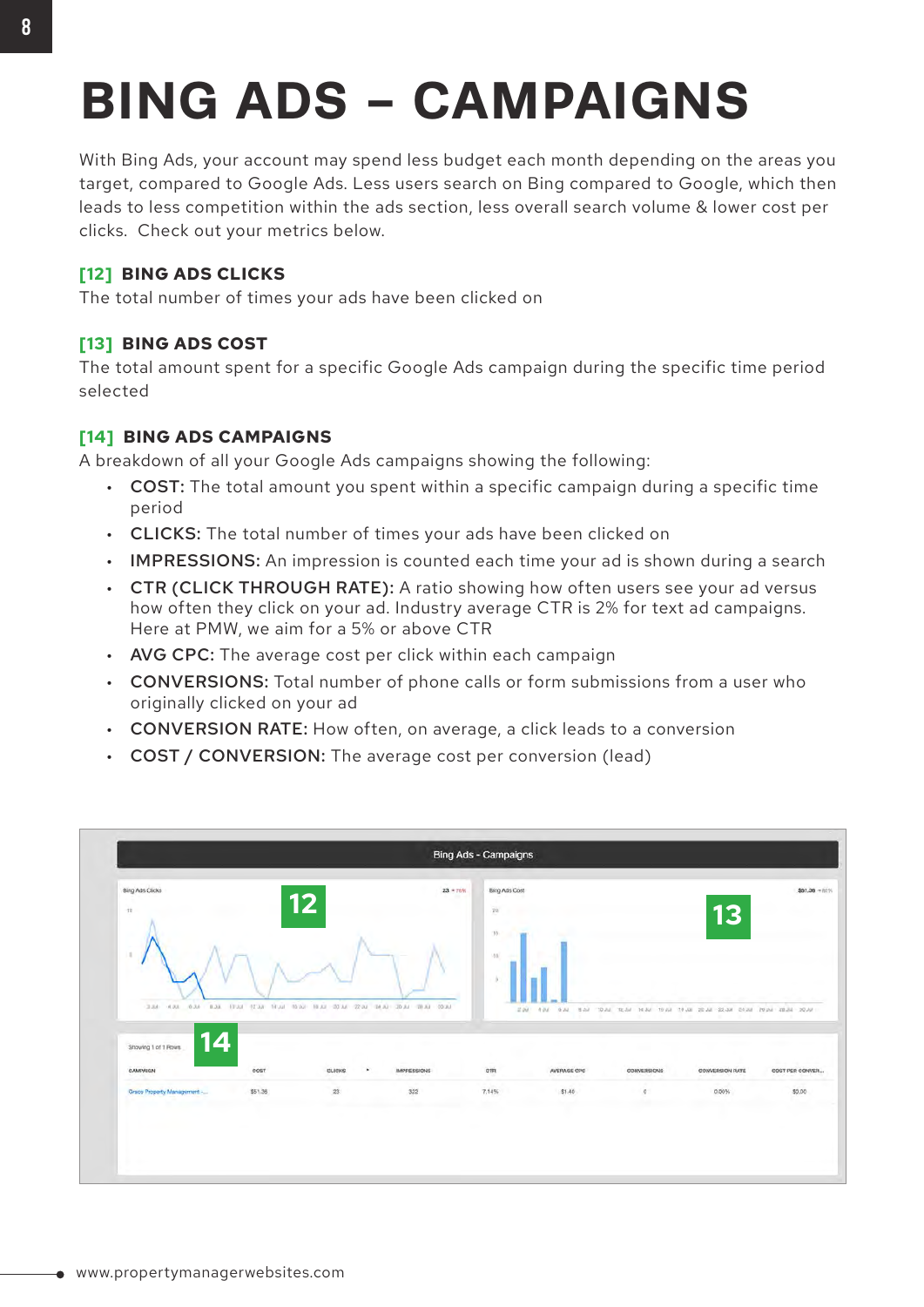# BING ADS – CAMPAIGNS

With Bing Ads, your account may spend less budget each month depending on the areas you target, compared to Google Ads. Less users search on Bing compared to Google, which then leads to less competition within the ads section, less overall search volume & lower cost per clicks. Check out your metrics below.

### [12] BING ADS CLICKS

The total number of times your ads have been clicked on

### [13] BING ADS COST

The total amount spent for a specific Google Ads campaign during the specific time period selected

### [14] BING ADS CAMPAIGNS

A breakdown of all your Google Ads campaigns showing the following:

- **COST:** The total amount you spent within a specific campaign during a specific time period
- **CLICKS:** The total number of times your ads have been clicked on
- **IMPRESSIONS:** An impression is counted each time your ad is shown during a search
- **CTR (CLICK THROUGH RATE):** A ratio showing how often users see your ad versus how often they click on your ad. Industry average CTR is 2% for text ad campaigns. Here at PMW, we aim for a 5% or above CTR
- **AVG CPC:** The average cost per click within each campaign
- **CONVERSIONS:** Total number of phone calls or form submissions from a user who originally clicked on your ad
- **CONVERSION RATE:** How often, on average, a click leads to a conversion
- **COST / CONVERSION:** The average cost per conversion (lead)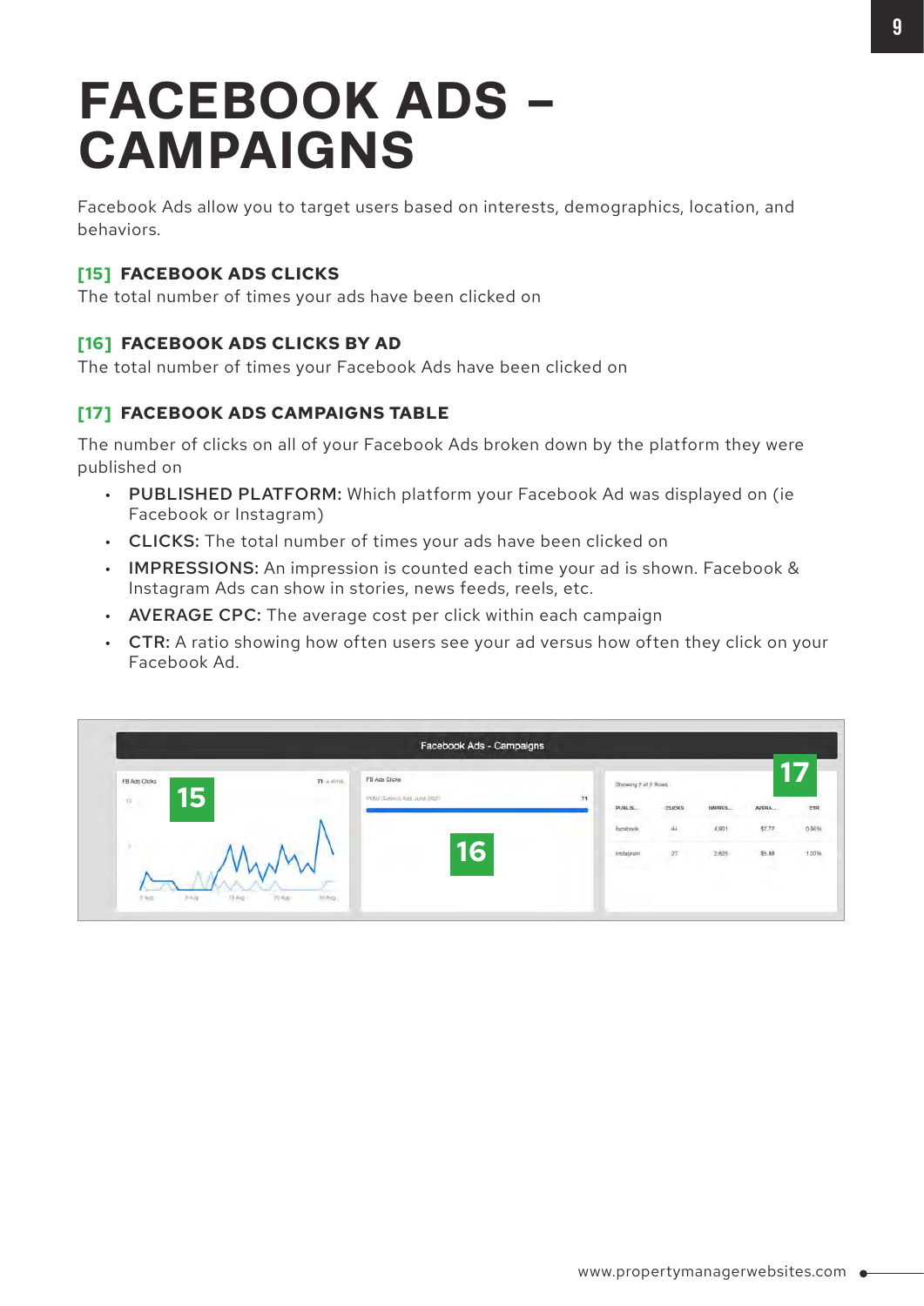# FACEBOOK ADS – CAMPAIGNS

Facebook Ads allow you to target users based on interests, demographics, location, and behaviors.

### [15] FACEBOOK ADS CLICKS

The total number of times your ads have been clicked on

### [16] FACEBOOK ADS CLICKS BY AD

The total number of times your Facebook Ads have been clicked on

### [17] FACEBOOK ADS CAMPAIGNS TABLE

The number of clicks on all of your Facebook Ads broken down by the platform they were published on

- **PUBLISHED PLATFORM:** Which platform your Facebook Ad was displayed on (ie Facebook or Instagram)
- **CLICKS:** The total number of times your ads have been clicked on
- **IMPRESSIONS:** An impression is counted each time your ad is shown. Facebook & Instagram Ads can show in stories, news feeds, reels, etc.
- **AVERAGE CPC:** The average cost per click within each campaign
- **CTR:** A ratio showing how often users see your ad versus how often they click on your Facebook Ad.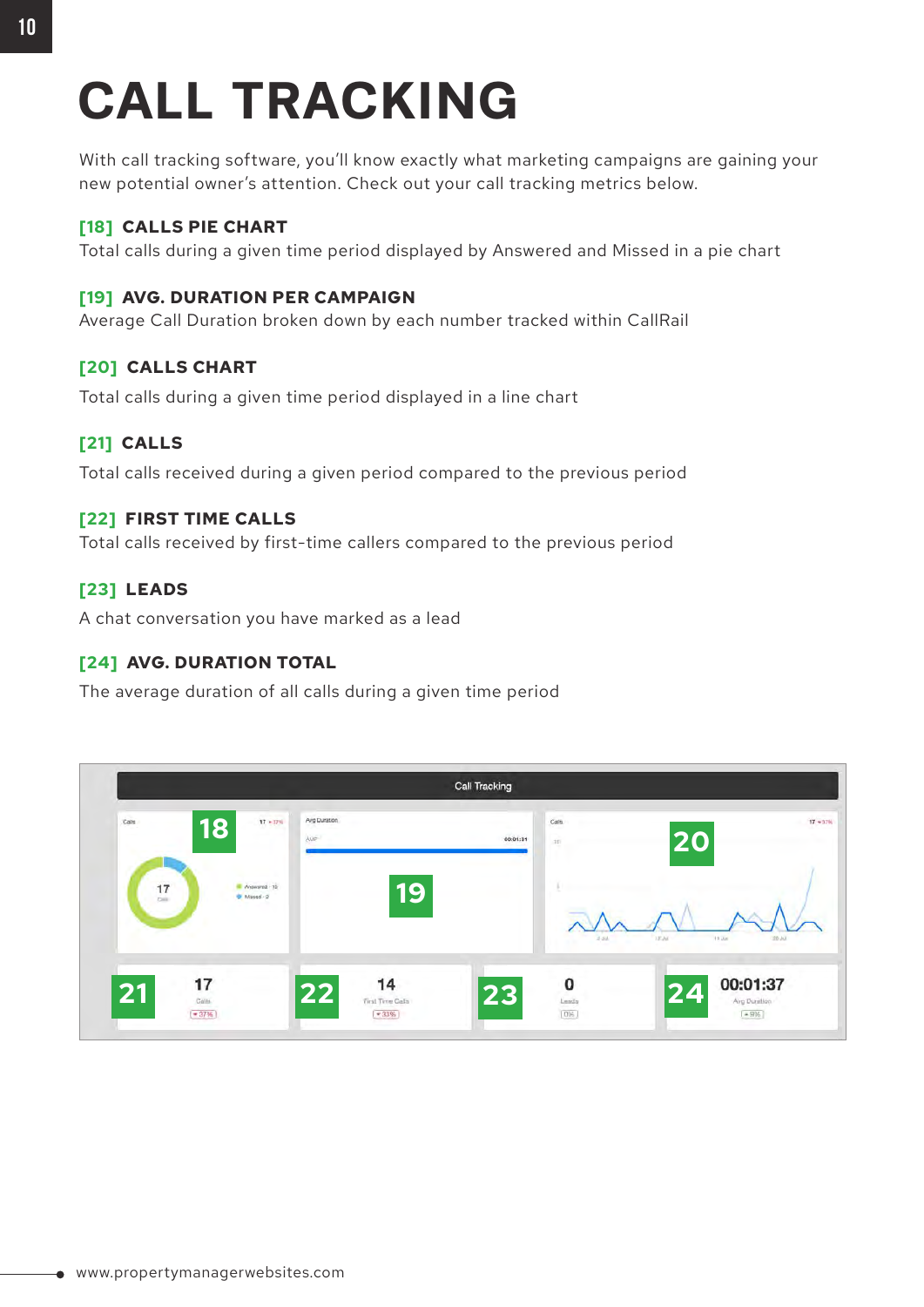# CALL TRACKING

With call tracking software, you'll know exactly what marketing campaigns are gaining your new potential owner's attention. Check out your call tracking metrics below.

### [18] CALLS PIE CHART

Total calls during a given time period displayed by Answered and Missed in a pie chart

### [19] AVG. DURATION PER CAMPAIGN

Average Call Duration broken down by each number tracked within CallRail

### [20] CALLS CHART

Total calls during a given time period displayed in a line chart

### [21] CALLS

Total calls received during a given period compared to the previous period

### [22] FIRST TIME CALLS

Total calls received by first-time callers compared to the previous period

### [23] LEADS

A chat conversation you have marked as a lead

### [24] AVG. DURATION TOTAL

The average duration of all calls during a given time period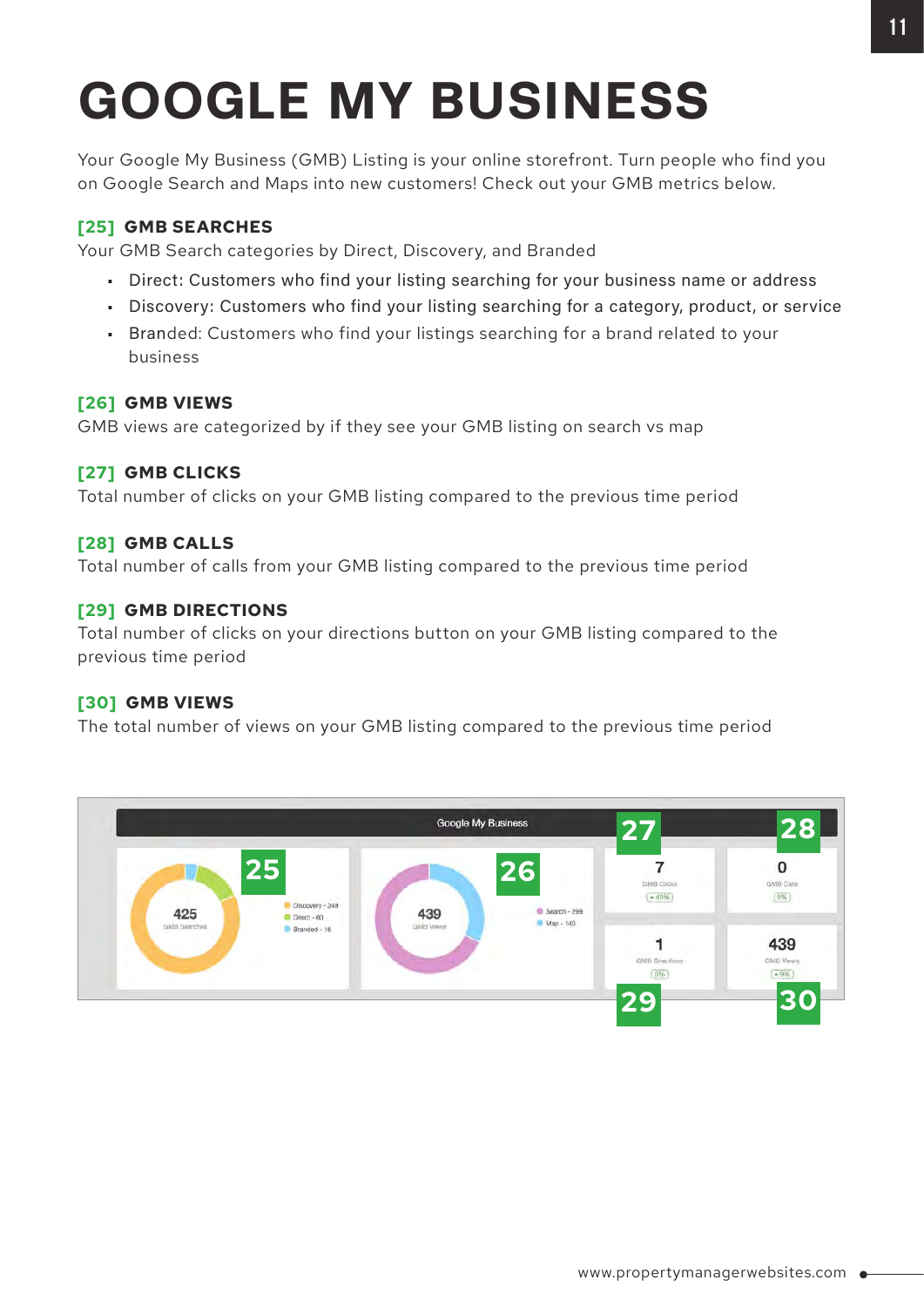# GOOGLE MY BUSINESS

Your Google My Business (GMB) Listing is your online storefront. Turn people who find you on Google Search and Maps into new customers! Check out your GMB metrics below.

**[25] GMB SEARCHES**

Your GMB Search categories by Direct, Discovery, and Branded

- Direct: Customers who find your listing searching for your business name or address
- Discovery: Customers who find your listing searching for a category, product, or service
- Branded: Customers who find your listings searching for a brand related to your business

**[26] GMB VIEWS**

GMB views are categorized by if they see your GMB listing on search vs map

**[27] GMB CLICKS**

Total number of clicks on your GMB listing compared to the previous time period

**[28] GMB CALLS**

Total number of calls from your GMB listing compared to the previous time period

**[29] GMB DIRECTIONS**

Total number of clicks on your directions button on your GMB listing compared to the previous time period

**[30] GMB VIEWS**

The total number of views on your GMB listing compared to the previous time period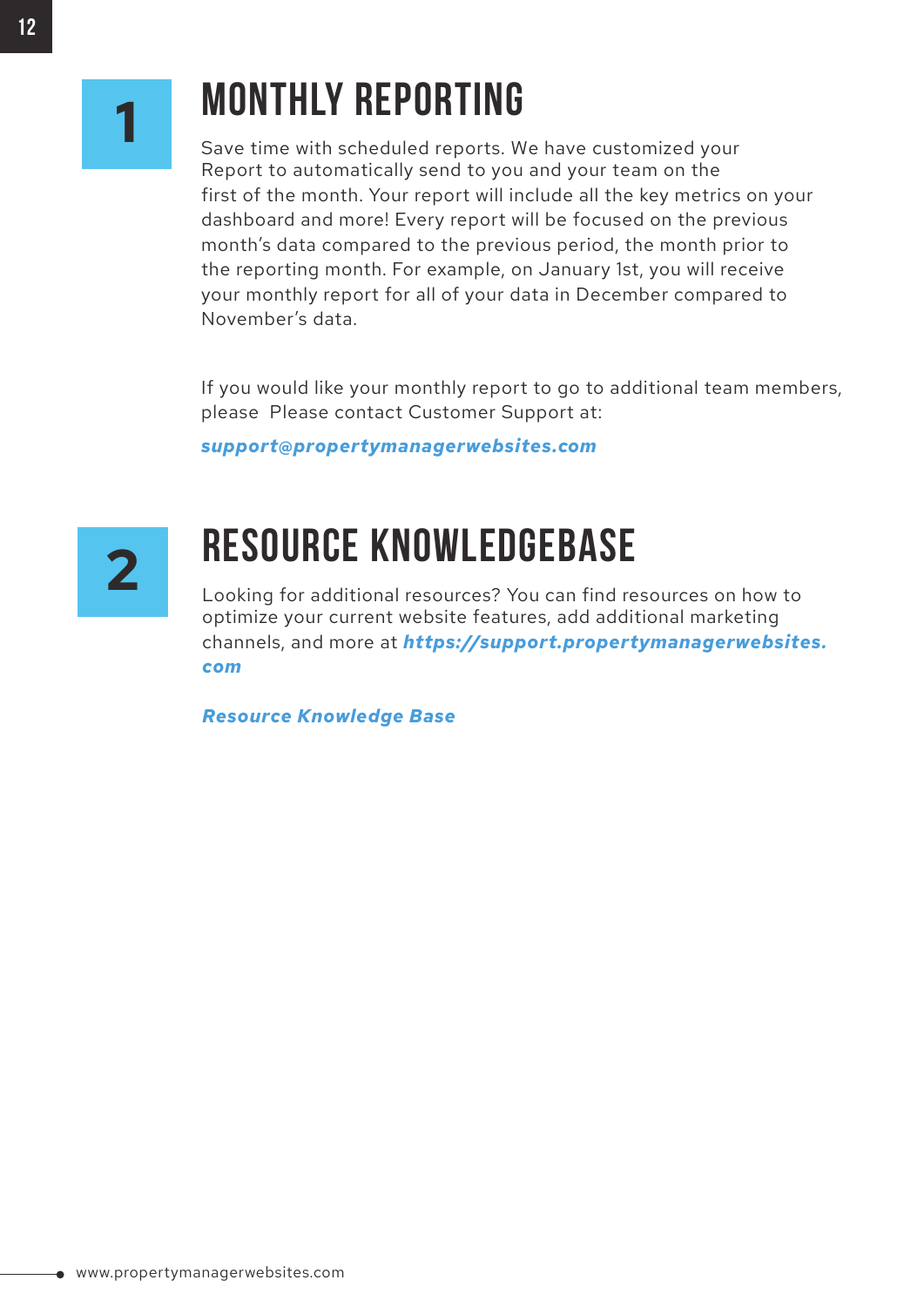## 1 MONTHLY REPORTING

Save time with scheduled reports. We have customized your Report to automatically send to you and your team on the first of the month. Your report will include all the key metrics on your dashboard and more! Every report will be focused on the previous month's data compared to the previous period, the month prior to the reporting month. For example, on January 1st, you will receive your monthly report for all of your data in December compared to November's data.

If you would like your monthly report to go to additional team members, please  Please contact Customer Support at:

***support@propertymanagerwebsites.com***

## 2 RESOURCE KNOWLEDGEBASE

Looking for additional resources? You can find resources on how to optimize your current website features, add additional marketing channels, and more at ***https://support.propertymanagerwebsites.com***

***Resource Knowledge Base***